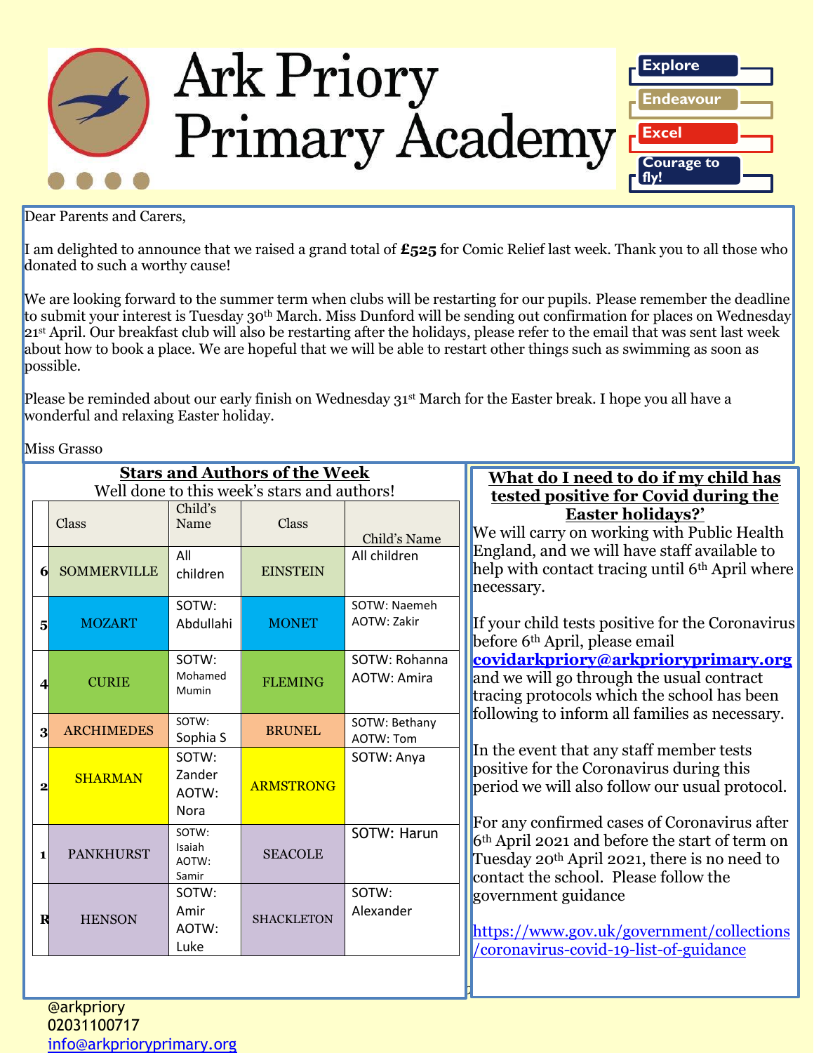# Ark Priory Primary Academy

Explore
Endeavour
Excel
Courage to fly!

Dear Parents and Carers,

I am delighted to announce that we raised a grand total of **£525** for Comic Relief last week. Thank you to all those who donated to such a worthy cause!

We are looking forward to the summer term when clubs will be restarting for our pupils. Please remember the deadline to submit your interest is Tuesday 30th March. Miss Dunford will be sending out confirmation for places on Wednesday 21st April. Our breakfast club will also be restarting after the holidays, please refer to the email that was sent last week about how to book a place. We are hopeful that we will be able to restart other things such as swimming as soon as possible.

Please be reminded about our early finish on Wednesday 31st March for the Easter break. I hope you all have a wonderful and relaxing Easter holiday.

Miss Grasso

## Stars and Authors of the Week

Well done to this week's stars and authors!

| | Class | Child's Name | Class | Child's Name |
|---|---|---|---|---|
| 6 | SOMMERVILLE | All children | EINSTEIN | All children |
| 5 | MOZART | SOTW: Abdullahi | MONET | SOTW: Naemeh AOTW: Zakir |
| 4 | CURIE | SOTW: Mohamed Mumin | FLEMING | SOTW: Rohanna AOTW: Amira |
| 3 | ARCHIMEDES | SOTW: Sophia S | BRUNEL | SOTW: Bethany AOTW: Tom |
| 2 | SHARMAN | SOTW: Zander AOTW: Nora | ARMSTRONG | SOTW: Anya |
| 1 | PANKHURST | SOTW: Isaiah AOTW: Samir | SEACOLE | SOTW: Harun |
| R | HENSON | SOTW: Amir AOTW: Luke | SHACKLETON | SOTW: Alexander |

## What do I need to do if my child has tested positive for Covid during the Easter holidays?'

We will carry on working with Public Health England, and we will have staff available to help with contact tracing until 6th April where necessary.

If your child tests positive for the Coronavirus before 6th April, please email covidarkpriory@arkprioryprimary.org and we will go through the usual contract tracing protocols which the school has been following to inform all families as necessary.

In the event that any staff member tests positive for the Coronavirus during this period we will also follow our usual protocol.

For any confirmed cases of Coronavirus after 6th April 2021 and before the start of term on Tuesday 20th April 2021, there is no need to contact the school. Please follow the government guidance

https://www.gov.uk/government/collections/coronavirus-covid-19-list-of-guidance

@arkpriory
02031100717
info@arkprioryprimary.org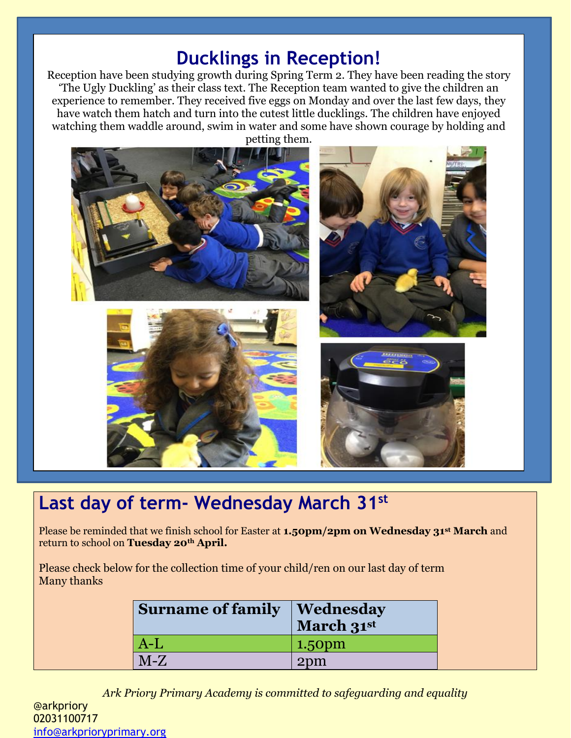# Ducklings in Reception!

Reception have been studying growth during Spring Term 2. They have been reading the story 'The Ugly Duckling' as their class text. The Reception team wanted to give the children an experience to remember. They received five eggs on Monday and over the last few days, they have watch them hatch and turn into the cutest little ducklings. The children have enjoyed watching them waddle around, swim in water and some have shown courage by holding and petting them.

## Last day of term- Wednesday March 31st

Please be reminded that we finish school for Easter at **1.50pm/2pm on Wednesday 31st March** and return to school on **Tuesday 20th April.**

Please check below for the collection time of your child/ren on our last day of term
Many thanks

| Surname of family | Wednesday March 31st |
|---|---|
| A-L | 1.50pm |
| M-Z | 2pm |

*Ark Priory Primary Academy is committed to safeguarding and equality*

@arkpriory
02031100717
info@arkprioryprimary.org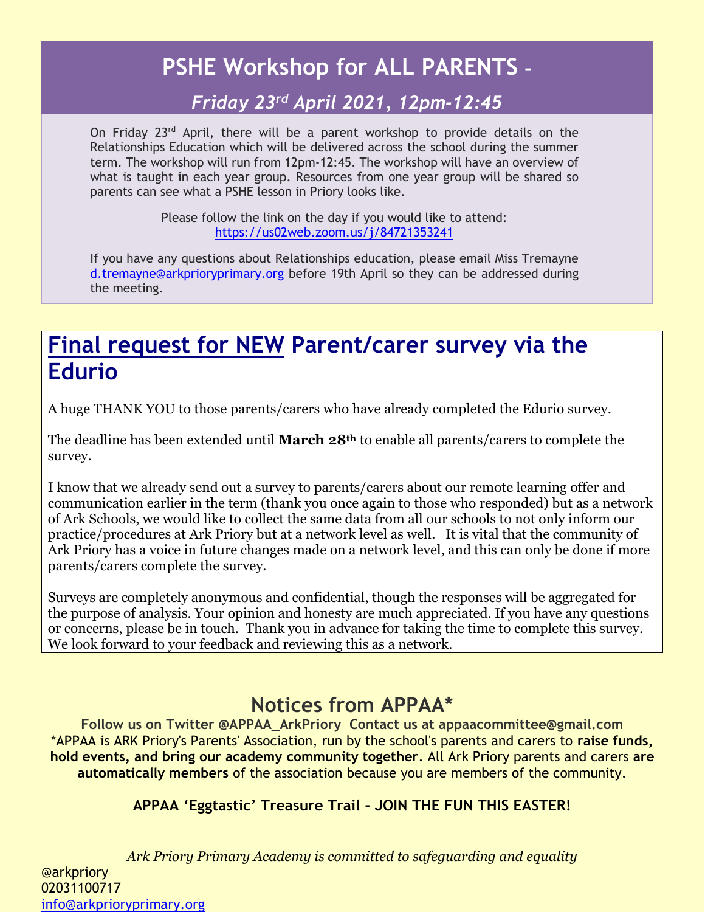## PSHE Workshop for ALL PARENTS –

### *Friday 23rd April 2021, 12pm-12:45*

On Friday 23rd April, there will be a parent workshop to provide details on the Relationships Education which will be delivered across the school during the summer term. The workshop will run from 12pm-12:45. The workshop will have an overview of what is taught in each year group. Resources from one year group will be shared so parents can see what a PSHE lesson in Priory looks like.

Please follow the link on the day if you would like to attend:
https://us02web.zoom.us/j/84721353241

If you have any questions about Relationships education, please email Miss Tremayne d.tremayne@arkprioryprimary.org before 19th April so they can be addressed during the meeting.

## Final request for NEW Parent/carer survey via the Edurio

A huge THANK YOU to those parents/carers who have already completed the Edurio survey.

The deadline has been extended until **March 28th** to enable all parents/carers to complete the survey.

I know that we already send out a survey to parents/carers about our remote learning offer and communication earlier in the term (thank you once again to those who responded) but as a network of Ark Schools, we would like to collect the same data from all our schools to not only inform our practice/procedures at Ark Priory but at a network level as well. It is vital that the community of Ark Priory has a voice in future changes made on a network level, and this can only be done if more parents/carers complete the survey.

Surveys are completely anonymous and confidential, though the responses will be aggregated for the purpose of analysis. Your opinion and honesty are much appreciated. If you have any questions or concerns, please be in touch. Thank you in advance for taking the time to complete this survey. We look forward to your feedback and reviewing this as a network.

## Notices from APPAA*

**Follow us on Twitter @APPAA_ArkPriory Contact us at appaacommittee@gmail.com**

*APPAA is ARK Priory's Parents' Association, run by the school's parents and carers to **raise funds, hold events, and bring our academy community together**. All Ark Priory parents and carers **are automatically members** of the association because you are members of the community.

**APPAA 'Eggtastic' Treasure Trail - JOIN THE FUN THIS EASTER!**

*Ark Priory Primary Academy is committed to safeguarding and equality*

@arkpriory
02031100717
info@arkprioryprimary.org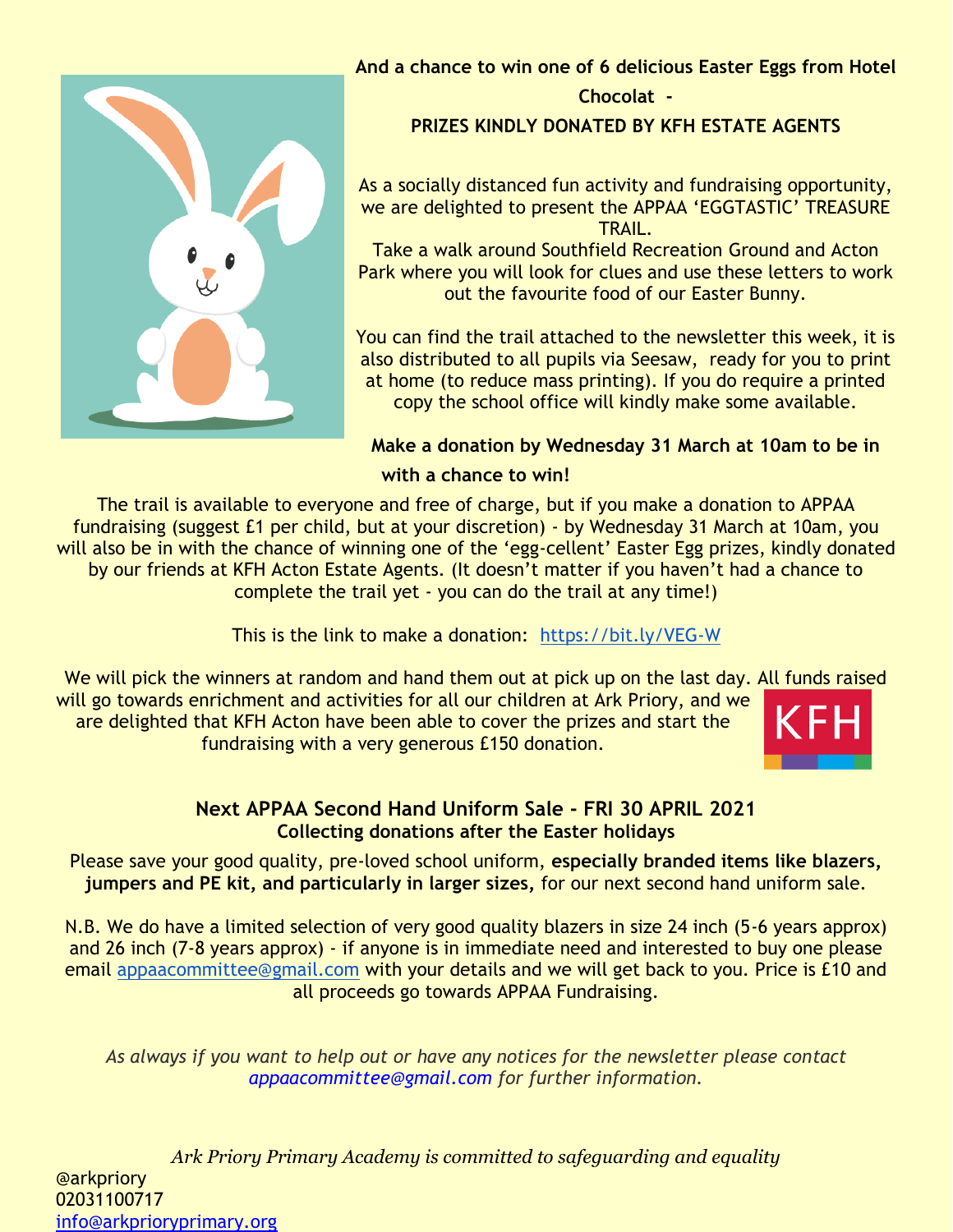**And a chance to win one of 6 delicious Easter Eggs from Hotel Chocolat -**

**PRIZES KINDLY DONATED BY KFH ESTATE AGENTS**

As a socially distanced fun activity and fundraising opportunity, we are delighted to present the APPAA 'EGGTASTIC' TREASURE TRAIL.

Take a walk around Southfield Recreation Ground and Acton Park where you will look for clues and use these letters to work out the favourite food of our Easter Bunny.

You can find the trail attached to the newsletter this week, it is also distributed to all pupils via Seesaw, ready for you to print at home (to reduce mass printing). If you do require a printed copy the school office will kindly make some available.

**Make a donation by Wednesday 31 March at 10am to be in with a chance to win!**

The trail is available to everyone and free of charge, but if you make a donation to APPAA fundraising (suggest £1 per child, but at your discretion) - by Wednesday 31 March at 10am, you will also be in with the chance of winning one of the 'egg-cellent' Easter Egg prizes, kindly donated by our friends at KFH Acton Estate Agents. (It doesn't matter if you haven't had a chance to complete the trail yet - you can do the trail at any time!)

This is the link to make a donation: https://bit.ly/VEG-W

We will pick the winners at random and hand them out at pick up on the last day. All funds raised will go towards enrichment and activities for all our children at Ark Priory, and we are delighted that KFH Acton have been able to cover the prizes and start the fundraising with a very generous £150 donation.

## Next APPAA Second Hand Uniform Sale - FRI 30 APRIL 2021

**Collecting donations after the Easter holidays**

Please save your good quality, pre-loved school uniform, **especially branded items like blazers, jumpers and PE kit, and particularly in larger sizes,** for our next second hand uniform sale.

N.B. We do have a limited selection of very good quality blazers in size 24 inch (5-6 years approx) and 26 inch (7-8 years approx) - if anyone is in immediate need and interested to buy one please email appaacommittee@gmail.com with your details and we will get back to you. Price is £10 and all proceeds go towards APPAA Fundraising.

*As always if you want to help out or have any notices for the newsletter please contact appaacommittee@gmail.com for further information.*

*Ark Priory Primary Academy is committed to safeguarding and equality*

@arkpriory
02031100717
info@arkprioryprimary.org